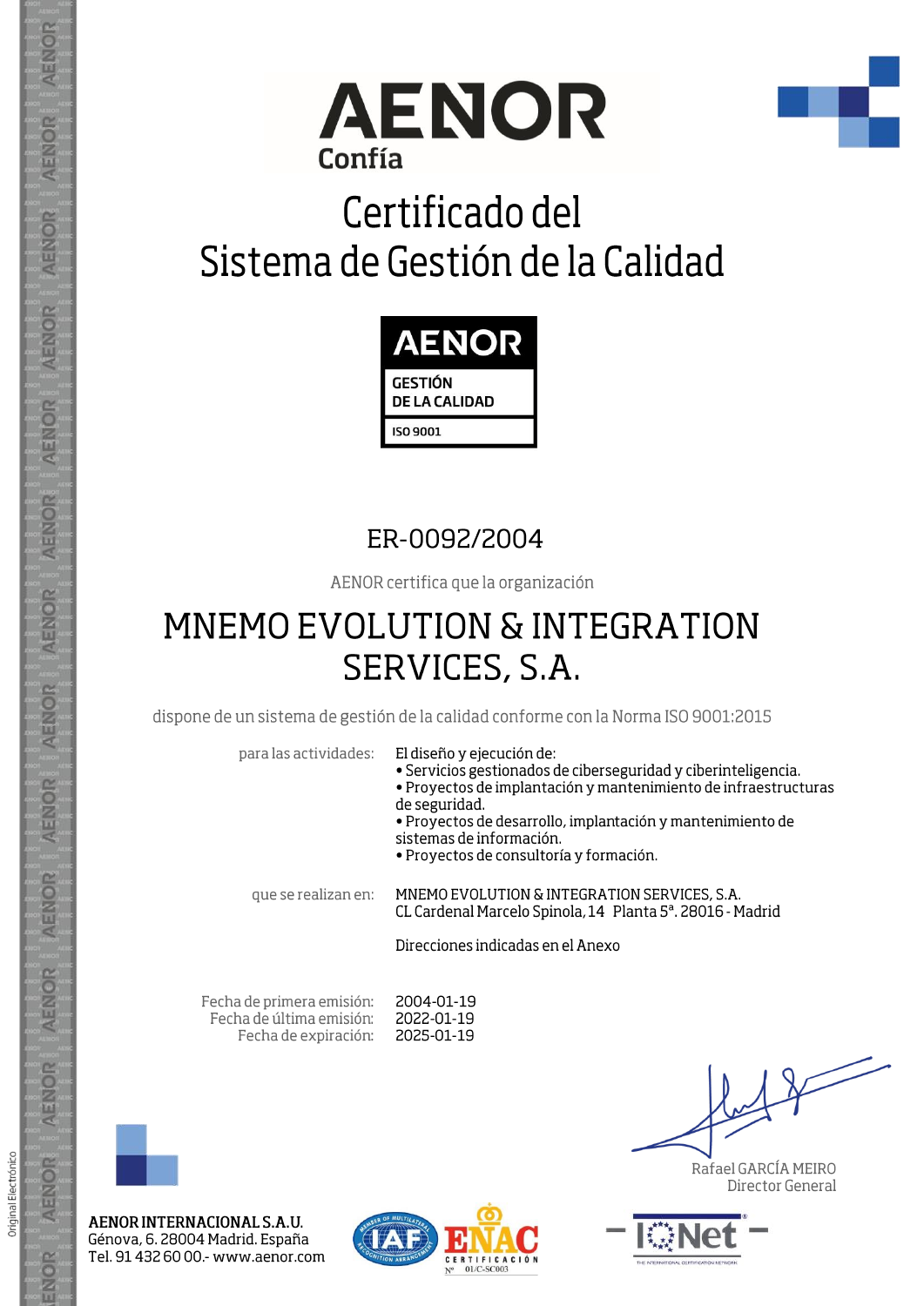AENOR
Confía

# Certificado del Sistema de Gestión de la Calidad

AENOR
GESTIÓN DE LA CALIDAD
ISO 9001

ER-0092/2004

AENOR certifica que la organización

## MNEMO EVOLUTION & INTEGRATION SERVICES, S.A.

dispone de un sistema de gestión de la calidad conforme con la Norma ISO 9001:2015

para las actividades: El diseño y ejecución de:

- Servicios gestionados de ciberseguridad y ciberinteligencia.
- Proyectos de implantación y mantenimiento de infraestructuras de seguridad.
- Proyectos de desarrollo, implantación y mantenimiento de sistemas de información.
- Proyectos de consultoría y formación.

que se realizan en: MNEMO EVOLUTION & INTEGRATION SERVICES, S.A.
CL Cardenal Marcelo Spinola, 14 Planta 5ª. 28016 - Madrid

Direcciones indicadas en el Anexo

Fecha de primera emisión: 2004-01-19
Fecha de última emisión: 2022-01-19
Fecha de expiración: 2025-01-19

Rafael GARCÍA MEIRO
Director General

**AENOR INTERNACIONAL S.A.U.**
Génova, 6. 28004 Madrid. España
Tel. 91 432 60 00.- www.aenor.com

ENAC CERTIFICACIÓN Nº 01/C-SC003

IQNet

Original Electrónico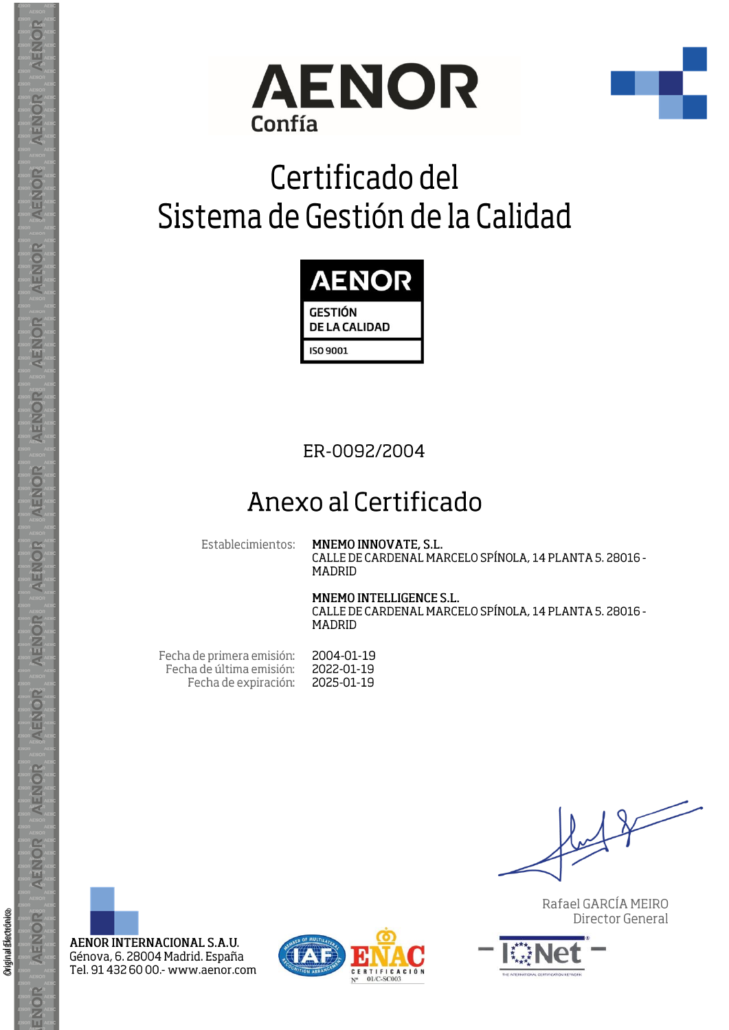# AENOR

**Confía**

# Certificado del Sistema de Gestión de la Calidad

**AENOR**
**GESTIÓN DE LA CALIDAD**
**ISO 9001**

ER-0092/2004

## Anexo al Certificado

Establecimientos:

**MNEMO INNOVATE, S.L.**
CALLE DE CARDENAL MARCELO SPÍNOLA, 14 PLANTA 5. 28016 - MADRID

**MNEMO INTELLIGENCE S.L.**
CALLE DE CARDENAL MARCELO SPÍNOLA, 14 PLANTA 5. 28016 - MADRID

Fecha de primera emisión: 2004-01-19
Fecha de última emisión: 2022-01-19
Fecha de expiración: 2025-01-19

Rafael GARCÍA MEIRO
Director General

**AENOR INTERNACIONAL S.A.U.**
Génova, 6. 28004 Madrid. España
Tel. 91 432 60 00.- www.aenor.com

ENAC CERTIFICACIÓN Nº 01/C-SC003

Original Electrónico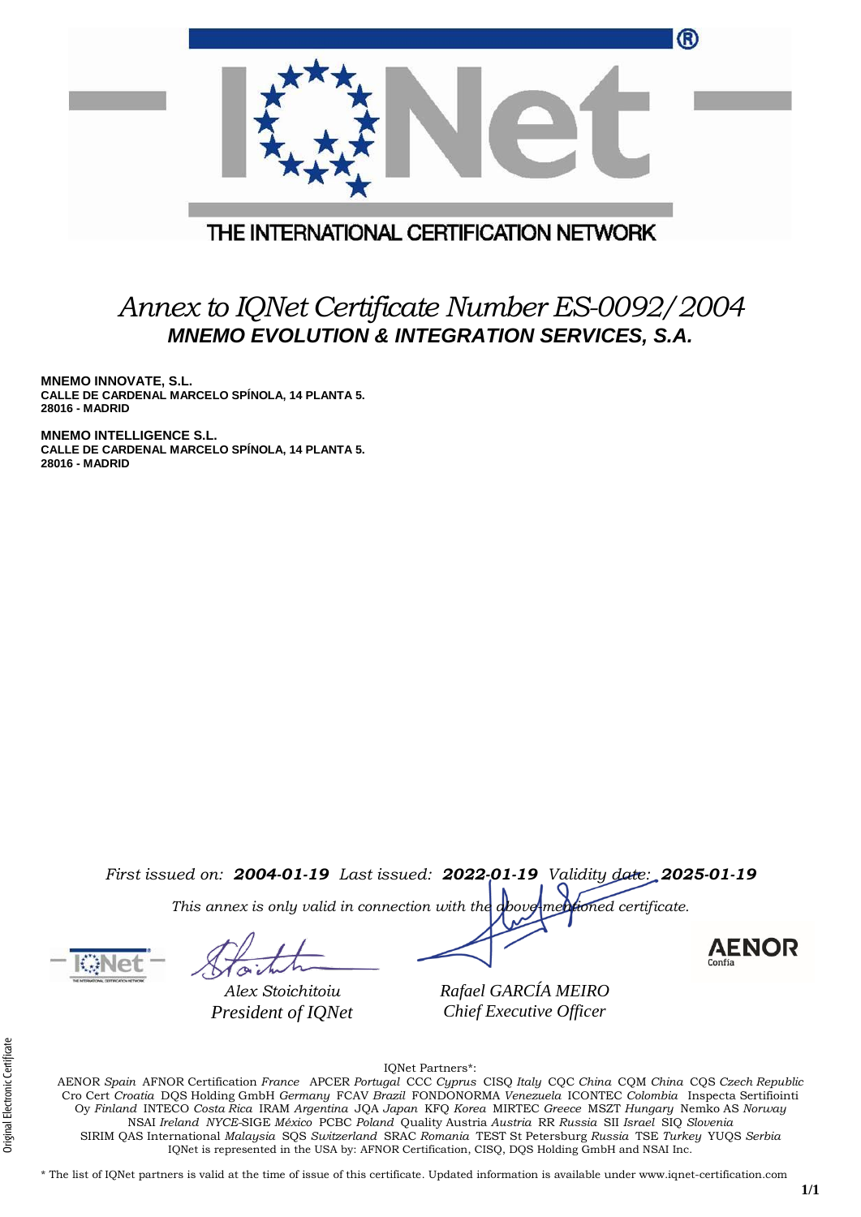THE INTERNATIONAL CERTIFICATION NETWORK

# *Annex to IQNet Certificate Number ES-0092/2004*

## ***MNEMO EVOLUTION & INTEGRATION SERVICES, S.A.***

**MNEMO INNOVATE, S.L.**
**CALLE DE CARDENAL MARCELO SPÍNOLA, 14 PLANTA 5.**
**28016 - MADRID**

**MNEMO INTELLIGENCE S.L.**
**CALLE DE CARDENAL MARCELO SPÍNOLA, 14 PLANTA 5.**
**28016 - MADRID**

*First issued on:* ***2004-01-19*** *Last issued:* ***2022-01-19*** *Validity date:* ***2025-01-19***

*This annex is only valid in connection with the above-mentioned certificate.*

*Alex Stoichitoiu*
*President of IQNet*

*Rafael GARCÍA MEIRO*
*Chief Executive Officer*

AENOR Confía

Original Electronic Certificate

IQNet Partners*:

AENOR *Spain* AFNOR Certification *France* APCER *Portugal* CCC *Cyprus* CISQ *Italy* CQC *China* CQM *China* CQS *Czech Republic* Cro Cert *Croatia* DQS Holding GmbH *Germany* FCAV *Brazil* FONDONORMA *Venezuela* ICONTEC *Colombia* Inspecta Sertifiointi Oy *Finland* INTECO *Costa Rica* IRAM *Argentina* JQA *Japan* KFQ *Korea* MIRTEC *Greece* MSZT *Hungary* Nemko AS *Norway* NSAI *Ireland* *NYCE*-SIGE *México* PCBC *Poland* Quality Austria *Austria* RR *Russia* SII *Israel* SIQ *Slovenia* SIRIM QAS International *Malaysia* SQS *Switzerland* SRAC *Romania* TEST St Petersburg *Russia* TSE *Turkey* YUQS *Serbia*
IQNet is represented in the USA by: AFNOR Certification, CISQ, DQS Holding GmbH and NSAI Inc.

\* The list of IQNet partners is valid at the time of issue of this certificate. Updated information is available under www.iqnet-certification.com